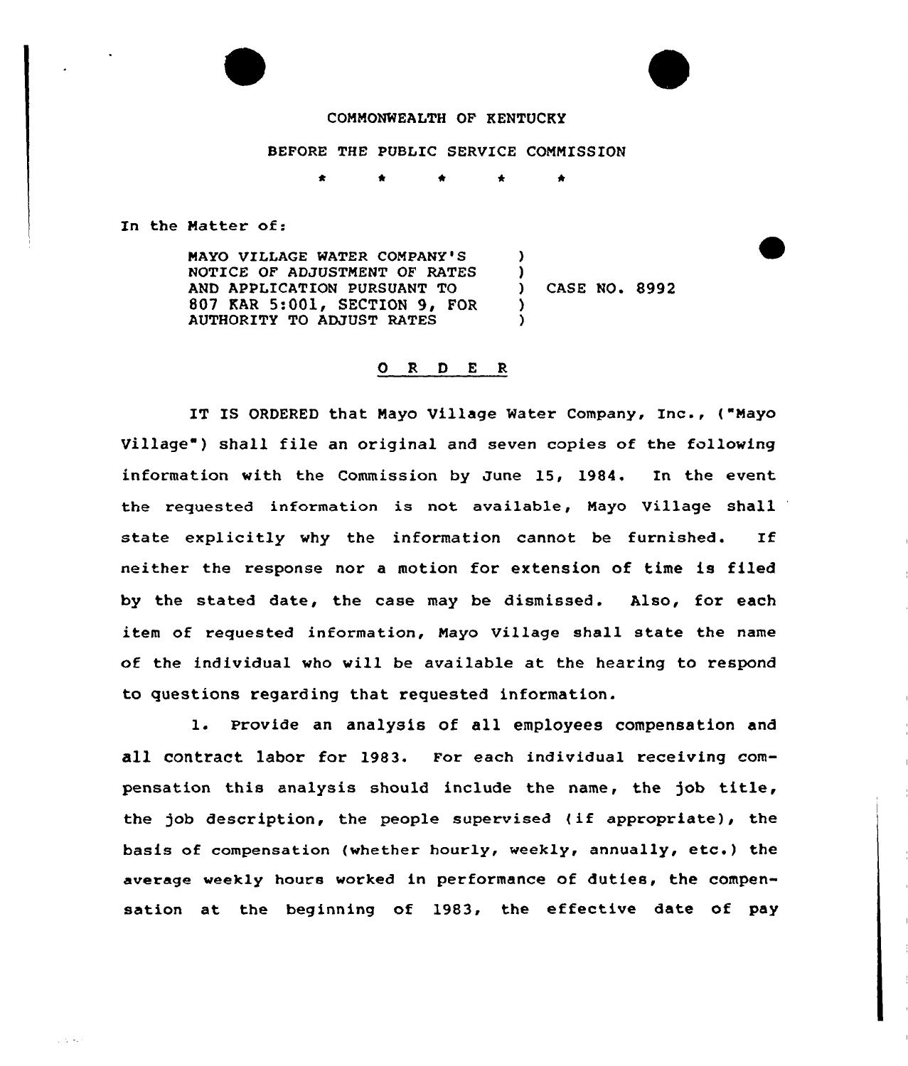COMMONWEALTH OF KENTUCKY

BEFORE THE PUBLIC SERVICE COMMISSION

\* \* \* \* \*

In the Matter of:

| | | |
|---|---|---|
| MAYO VILLAGE WATER COMPANY'S NOTICE OF ADJUSTMENT OF RATES AND APPLICATION PURSUANT TO 807 KAR 5:001, SECTION 9, FOR AUTHORITY TO ADJUST RATES | ) | CASE NO. 8992 |

## O R D E R

IT IS ORDERED that Mayo Village Water Company, Inc., ("Mayo Village") shall file an original and seven copies of the following information with the Commission by June 15, 1984. In the event the requested information is not available, Mayo Village shall state explicitly why the information cannot be furnished. If neither the response nor a motion for extension of time is filed by the stated date, the case may be dismissed. Also, for each item of requested information, Mayo Village shall state the name of the individual who will be available at the hearing to respond to questions regarding that requested information.

1. Provide an analysis of all employees compensation and all contract labor for 1983. For each individual receiving compensation this analysis should include the name, the job title, the job description, the people supervised (if appropriate), the basis of compensation (whether hourly, weekly, annually, etc.) the average weekly hours worked in performance of duties, the compensation at the beginning of 1983, the effective date of pay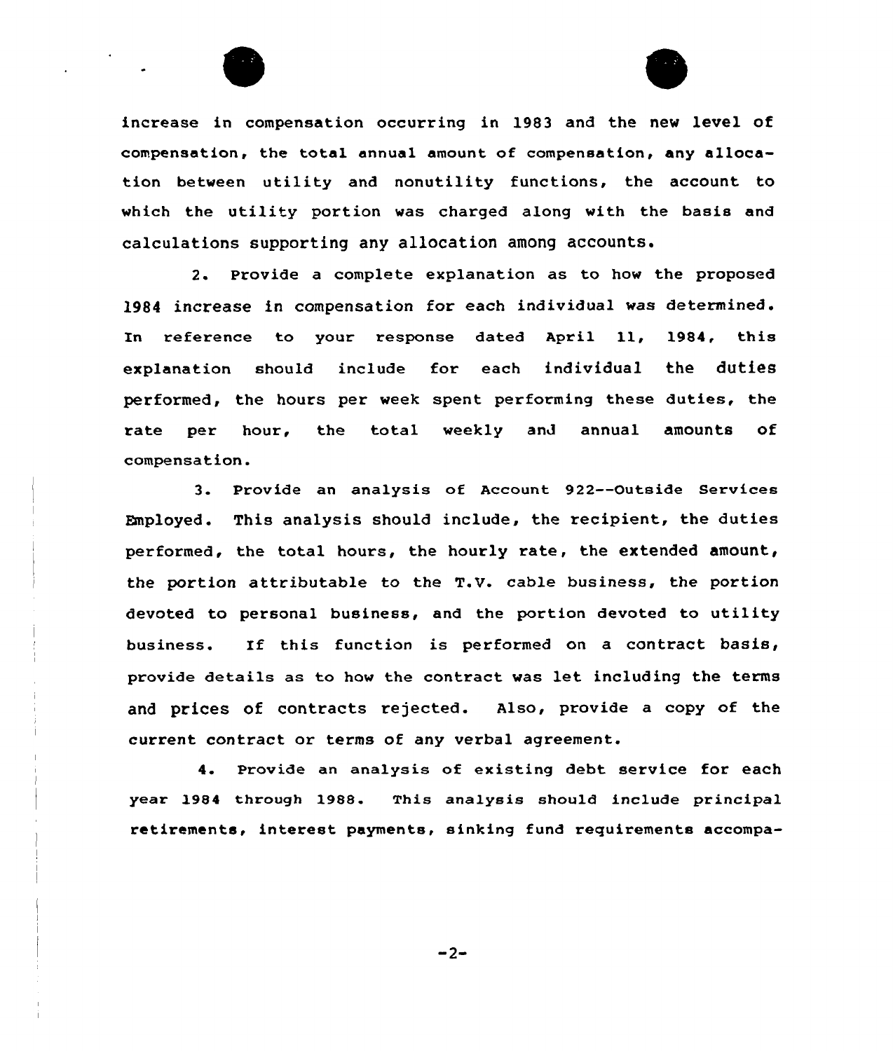increase in compensation occurring in 1983 and the new level of compensation, the total annual amount of compensation, any allocation between utility and nonutility functions, the account to which the utility portion was charged along with the basis and calculations supporting any allocation among accounts.

2. Provide a complete explanation as to how the proposed 1984 increase in compensation for each individual was determined. In reference to your response dated April 11, 1984, this explanation should include for each individual the duties performed, the hours per week spent performing these duties, the rate per hour, the total weekly and annual amounts of compensation.

3. Provide an analysis of Account 922--Outside Services Employed. This analysis should include, the recipient, the duties performed, the total hours, the hourly rate, the extended amount, the portion attributable to the T.V. cable business, the portion devoted to personal business, and the portion devoted to utility business. If this function is performed on a contract basis, provide details as to how the contract was let including the terms and prices of contracts rejected. Also, provide a copy of the current contract or terms of any verbal agreement.

4. Provide an analysis of existing debt service for each year 1984 through 1988. This analysis should include principal retirements, interest payments, sinking fund requirements accompa-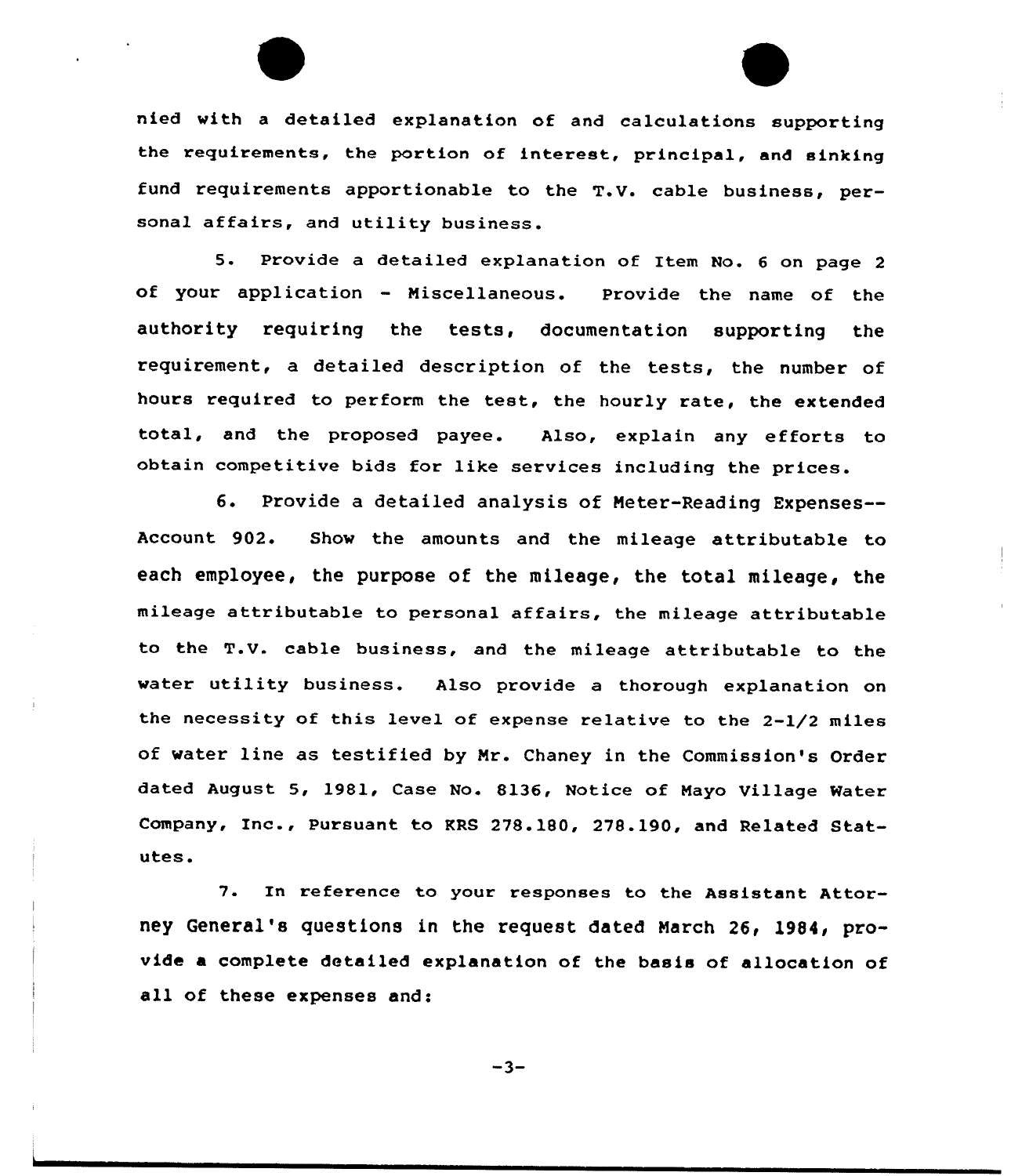nied with a detailed explanation of and calculations supporting the requirements, the portion of interest, principal, and sinking fund requirements apportionable to the T.V. cable business, personal affairs, and utility business.

5. Provide a detailed explanation of Item No. 6 on page 2 of your application - Miscellaneous. Provide the name of the authority requiring the tests, documentation supporting the requirement, a detailed description of the tests, the number of hours required to perform the test, the hourly rate, the extended total, and the proposed payee. Also, explain any efforts to obtain competitive bids for like services including the prices.

6. Provide a detailed analysis of Meter-Reading Expenses--Account 902. Show the amounts and the mileage attributable to each employee, the purpose of the mileage, the total mileage, the mileage attributable to personal affairs, the mileage attributable to the T.V. cable business, and the mileage attributable to the water utility business. Also provide a thorough explanation on the necessity of this level of expense relative to the 2-1/2 miles of water line as testified by Mr. Chaney in the Commission's Order dated August 5, 1981, Case No. 8136, Notice of Mayo Village Water Company, Inc., Pursuant to KRS 278.180, 278.190, and Related Statutes.

7. In reference to your responses to the Assistant Attorney General's questions in the request dated March 26, 1984, provide a complete detailed explanation of the basis of allocation of all of these expenses and: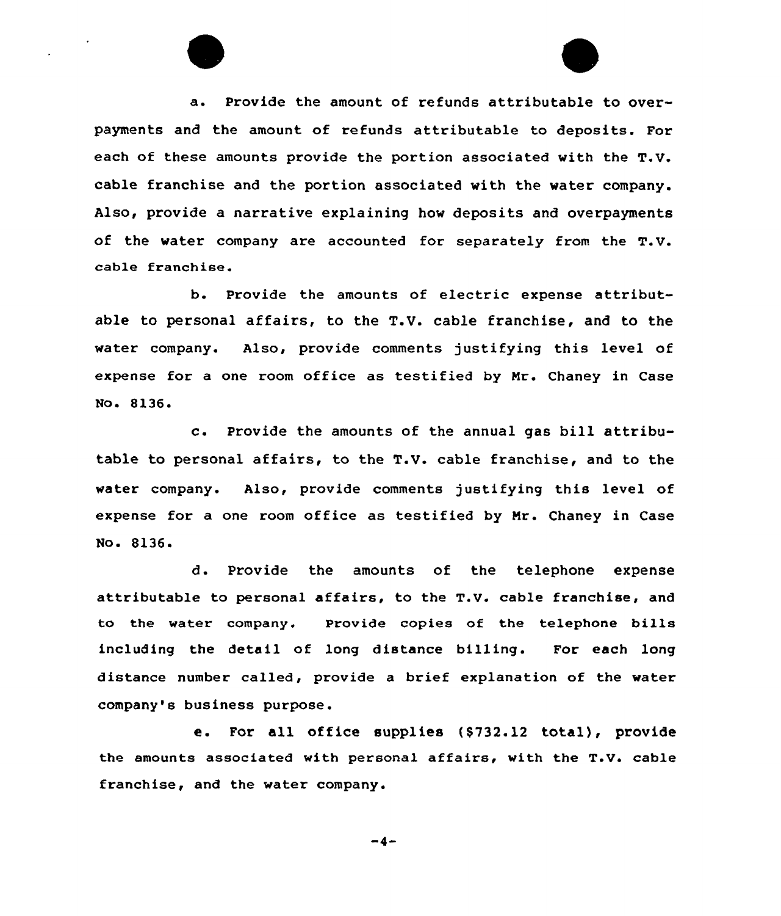a. Provide the amount of refunds attributable to overpayments and the amount of refunds attributable to deposits. For each of these amounts provide the portion associated with the T.V. cable franchise and the portion associated with the water company. Also, provide a narrative explaining how deposits and overpayments of the water company are accounted for separately from the T.V. cable franchise.

b. Provide the amounts of electric expense attributable to personal affairs, to the T.V. cable franchise, and to the water company. Also, provide comments justifying this level of expense for a one room office as testified by Mr. Chaney in Case No. 8136.

c. Provide the amounts of the annual gas bill attributable to personal affairs, to the T.V. cable franchise, and to the water company. Also, provide comments justifying this level of expense for a one room office as testified by Mr. Chaney in Case No. 8136.

d. Provide the amounts of the telephone expense attributable to personal affairs, to the T.V. cable franchise, and to the water company. Provide copies of the telephone bills including the detail of long distance billing. For each long distance number called, provide a brief explanation of the water company's business purpose.

e. For all office supplies ($732.12 total), provide the amounts associated with personal affairs, with the T.V. cable franchise, and the water company.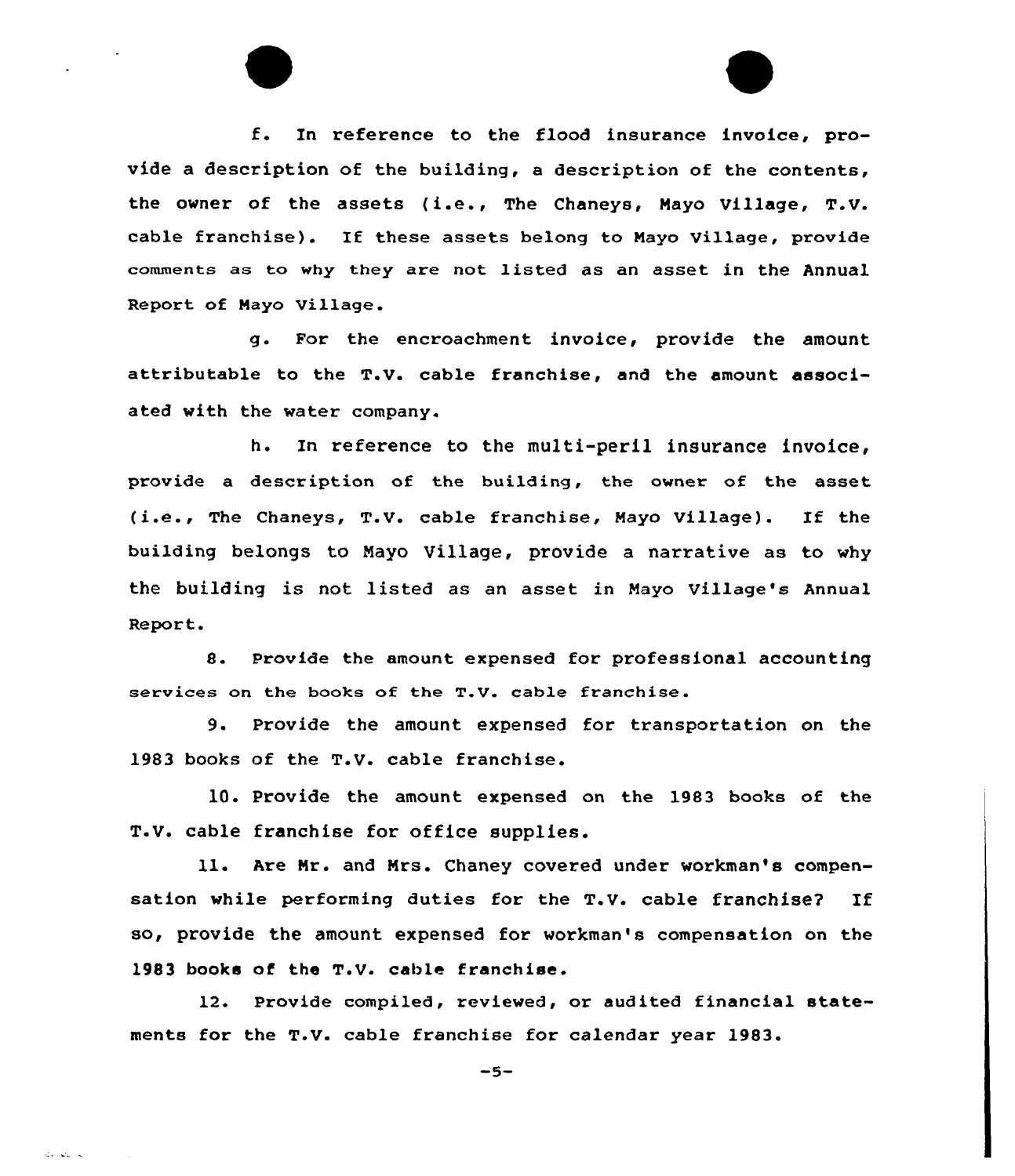f. In reference to the flood insurance invoice, provide a description of the building, a description of the contents, the owner of the assets (i.e., The Chaneys, Mayo Village, T.V. cable franchise). If these assets belong to Mayo Village, provide comments as to why they are not listed as an asset in the Annual Report of Mayo Village.

g. For the encroachment invoice, provide the amount attributable to the T.V. cable franchise, and the amount associated with the water company.

h. In reference to the multi-peril insurance invoice, provide a description of the building, the owner of the asset (i.e., The Chaneys, T.V. cable franchise, Mayo Village). If the building belongs to Mayo Village, provide a narrative as to why the building is not listed as an asset in Mayo Village's Annual Report.

8. Provide the amount expensed for professional accounting services on the books of the T.V. cable franchise.

9. Provide the amount expensed for transportation on the 1983 books of the T.V. cable franchise.

10. Provide the amount expensed on the 1983 books of the T.V. cable franchise for office supplies.

11. Are Mr. and Mrs. Chaney covered under workman's compensation while performing duties for the T.V. cable franchise? If so, provide the amount expensed for workman's compensation on the 1983 books of the T.V. cable franchise.

12. Provide compiled, reviewed, or audited financial statements for the T.V. cable franchise for calendar year 1983.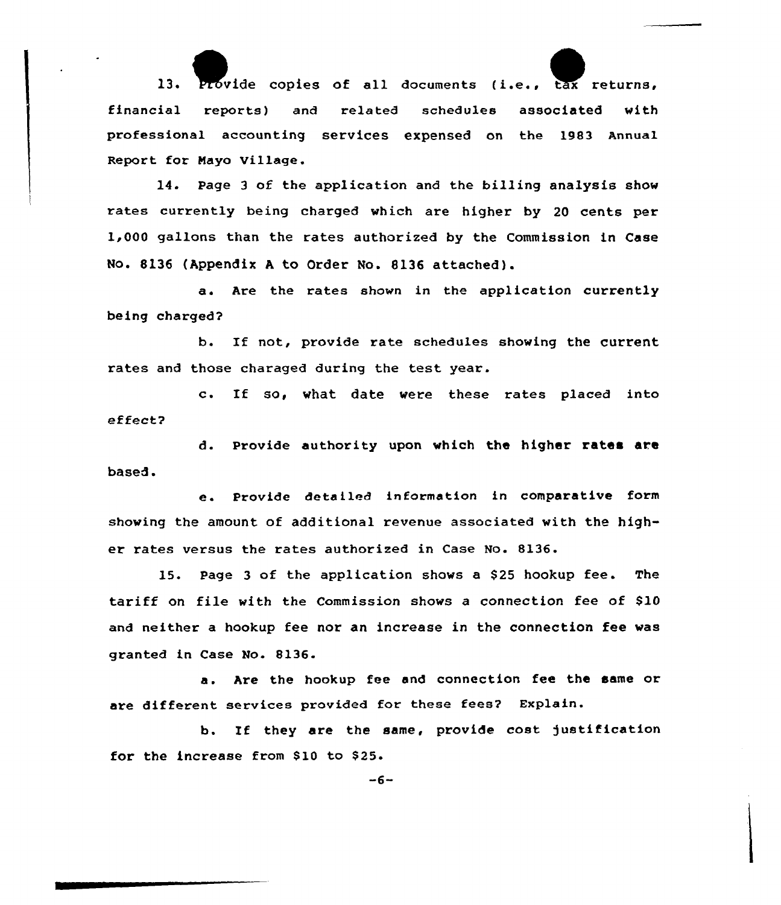13. Provide copies of all documents (i.e., tax returns, financial reports) and related schedules associated with professional accounting services expensed on the 1983 Annual Report for Mayo Village.

14. Page 3 of the application and the billing analysis show rates currently being charged which are higher by 20 cents per 1,000 gallons than the rates authorized by the Commission in Case No. 8136 (Appendix A to Order No. 8136 attached).

a. Are the rates shown in the application currently being charged?

b. If not, provide rate schedules showing the current rates and those charaged during the test year.

c. If so, what date were these rates placed into effect?

d. Provide authority upon which the higher rates are based.

e. Provide detailed information in comparative form showing the amount of additional revenue associated with the higher rates versus the rates authorized in Case No. 8136.

15. Page 3 of the application shows a $25 hookup fee. The tariff on file with the Commission shows a connection fee of $10 and neither a hookup fee nor an increase in the connection fee was granted in Case No. 8136.

a. Are the hookup fee and connection fee the same or are different services provided for these fees? Explain.

b. If they are the same, provide cost justification for the increase from $10 to $25.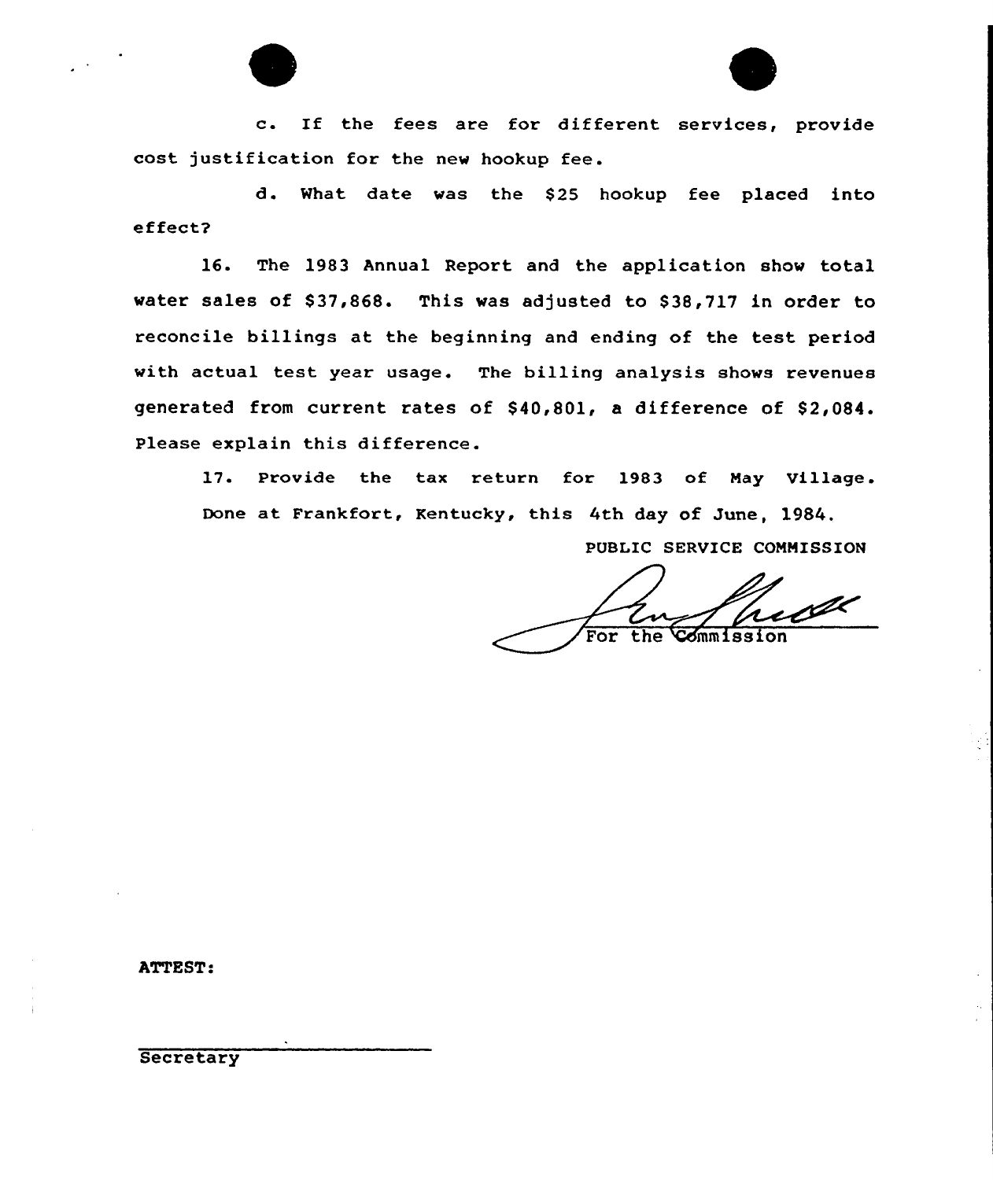c. If the fees are for different services, provide cost justification for the new hookup fee.

d. What date was the $25 hookup fee placed into effect?

16. The 1983 Annual Report and the application show total water sales of $37,868. This was adjusted to $38,717 in order to reconcile billings at the beginning and ending of the test period with actual test year usage. The billing analysis shows revenues generated from current rates of $40,801, a difference of $2,084. Please explain this difference.

17. Provide the tax return for 1983 of May Village.

Done at Frankfort, Kentucky, this 4th day of June, 1984.

PUBLIC SERVICE COMMISSION

For the Commission

ATTEST:

Secretary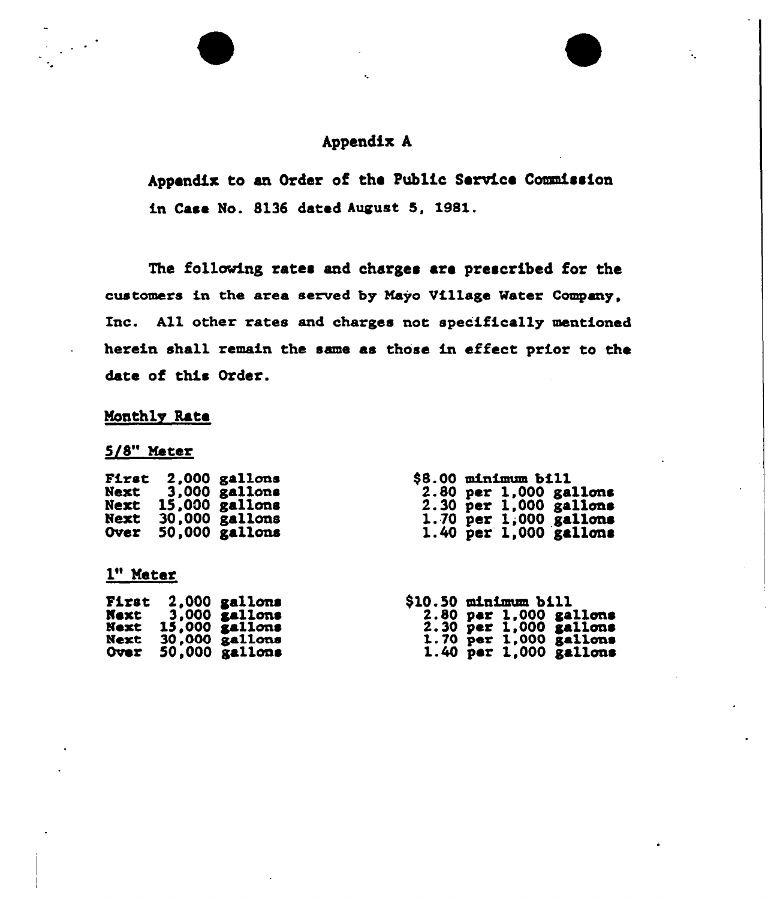# Appendix A

Appendix to an Order of the Public Service Commission in Case No. 8136 dated August 5, 1981.

The following rates and charges are prescribed for the customers in the area served by Mayo Village Water Company, Inc. All other rates and charges not specifically mentioned herein shall remain the same as those in effect prior to the date of this Order.

Monthly Rate

5/8" Meter

| | | |
|---|---|---|
| First | 2,000 gallons | $8.00 minimum bill |
| Next | 3,000 gallons | 2.80 per 1,000 gallons |
| Next | 15,000 gallons | 2.30 per 1,000 gallons |
| Next | 30,000 gallons | 1.70 per 1,000 gallons |
| Over | 50,000 gallons | 1.40 per 1,000 gallons |

1" Meter

| | | |
|---|---|---|
| First | 2,000 gallons | $10.50 minimum bill |
| Next | 3,000 gallons | 2.80 per 1,000 gallons |
| Next | 15,000 gallons | 2.30 per 1,000 gallons |
| Next | 30,000 gallons | 1.70 per 1,000 gallons |
| Over | 50,000 gallons | 1.40 per 1,000 gallons |